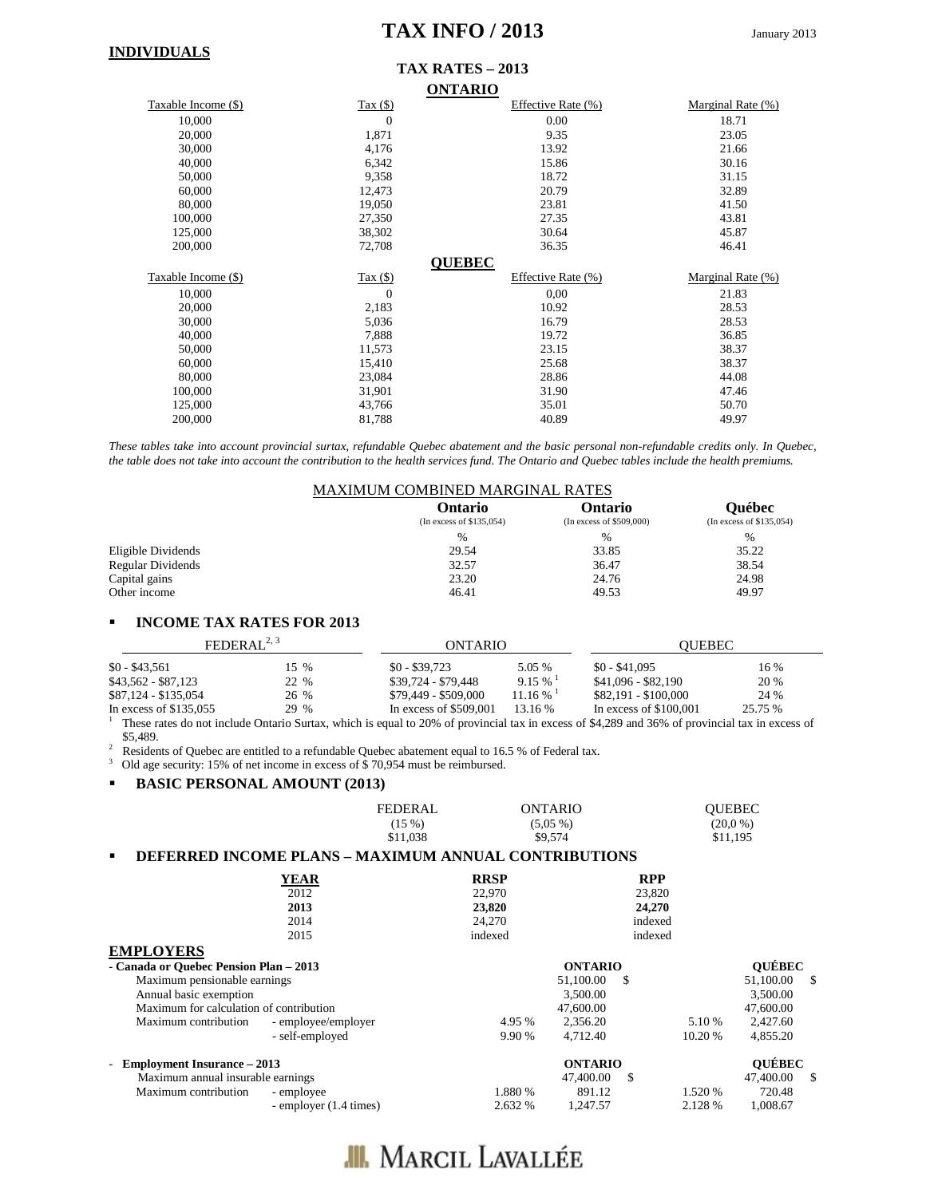# TAX INFO / 2013

January 2013

## INDIVIDUALS

### TAX RATES – 2013

**ONTARIO**

| Taxable Income ($) | Tax ($) | Effective Rate (%) | Marginal Rate (%) |
|---|---|---|---|
| 10,000 | 0 | 0.00 | 18.71 |
| 20,000 | 1,871 | 9.35 | 23.05 |
| 30,000 | 4,176 | 13.92 | 21.66 |
| 40,000 | 6,342 | 15.86 | 30.16 |
| 50,000 | 9,358 | 18.72 | 31.15 |
| 60,000 | 12,473 | 20.79 | 32.89 |
| 80,000 | 19,050 | 23.81 | 41.50 |
| 100,000 | 27,350 | 27.35 | 43.81 |
| 125,000 | 38,302 | 30.64 | 45.87 |
| 200,000 | 72,708 | 36.35 | 46.41 |

**QUEBEC**

| Taxable Income ($) | Tax ($) | Effective Rate (%) | Marginal Rate (%) |
|---|---|---|---|
| 10,000 | 0 | 0,00 | 21.83 |
| 20,000 | 2,183 | 10.92 | 28.53 |
| 30,000 | 5,036 | 16.79 | 28.53 |
| 40,000 | 7,888 | 19.72 | 36.85 |
| 50,000 | 11,573 | 23.15 | 38.37 |
| 60,000 | 15,410 | 25.68 | 38.37 |
| 80,000 | 23,084 | 28.86 | 44.08 |
| 100,000 | 31,901 | 31.90 | 47.46 |
| 125,000 | 43,766 | 35.01 | 50.70 |
| 200,000 | 81,788 | 40.89 | 49.97 |

*These tables take into account provincial surtax, refundable Quebec abatement and the basic personal non-refundable credits only. In Quebec, the table does not take into account the contribution to the health services fund. The Ontario and Quebec tables include the health premiums.*

MAXIMUM COMBINED MARGINAL RATES

| | Ontario (In excess of $135,054) | Ontario (In excess of $509,000) | Québec (In excess of $135,054) |
|---|---|---|---|
| | % | % | % |
| Eligible Dividends | 29.54 | 33.85 | 35.22 |
| Regular Dividends | 32.57 | 36.47 | 38.54 |
| Capital gains | 23.20 | 24.76 | 24.98 |
| Other income | 46.41 | 49.53 | 49.97 |

- **INCOME TAX RATES FOR 2013**

| FEDERAL[2, 3] | | ONTARIO | | QUEBEC | |
|---|---|---|---|---|---|
| $0 - $43,561 | 15 % | $0 - $39,723 | 5.05 % | $0 - $41,095 | 16 % |
| $43,562 - $87,123 | 22 % | $39,724 - $79,448 | 9.15 % [1] | $41,096 - $82,190 | 20 % |
| $87,124 - $135,054 | 26 % | $79,449 - $509,000 | 11.16 % [1] | $82,191 - $100,000 | 24 % |
| In excess of $135,055 | 29 % | In excess of $509,001 | 13.16 % | In excess of $100,001 | 25.75 % |

[1] These rates do not include Ontario Surtax, which is equal to 20% of provincial tax in excess of $4,289 and 36% of provincial tax in excess of $5,489.

[2] Residents of Quebec are entitled to a refundable Quebec abatement equal to 16.5 % of Federal tax.

[3] Old age security: 15% of net income in excess of $ 70,954 must be reimbursed.

- **BASIC PERSONAL AMOUNT (2013)**

| FEDERAL | ONTARIO | QUEBEC |
|---|---|---|
| (15 %) | (5,05 %) | (20,0 %) |
| $11,038 | $9,574 | $11,195 |

- **DEFERRED INCOME PLANS – MAXIMUM ANNUAL CONTRIBUTIONS**

| YEAR | RRSP | RPP |
|---|---|---|
| 2012 | 22,970 | 23,820 |
| **2013** | **23,820** | **24,270** |
| 2014 | 24,270 | indexed |
| 2015 | indexed | indexed |

## EMPLOYERS

**- Canada or Quebec Pension Plan – 2013**

| | | | ONTARIO | | QUÉBEC |
|---|---|---|---|---|---|
| Maximum pensionable earnings | | | 51,100.00 $ | | 51,100.00 $ |
| Annual basic exemption | | | 3,500.00 | | 3,500.00 |
| Maximum for calculation of contribution | | | 47,600.00 | | 47,600.00 |
| Maximum contribution | - employee/employer | 4.95 % | 2,356.20 | 5.10 % | 2,427.60 |
| | - self-employed | 9.90 % | 4,712.40 | 10.20 % | 4,855.20 |

**- Employment Insurance – 2013**

| | | | ONTARIO | | QUÉBEC |
|---|---|---|---|---|---|
| Maximum annual insurable earnings | | | 47,400.00 $ | | 47,400.00 $ |
| Maximum contribution | - employee | 1.880 % | 891.12 | 1.520 % | 720.48 |
| | - employer (1.4 times) | 2.632 % | 1,247.57 | 2.128 % | 1,008.67 |

MARCIL LAVALLÉE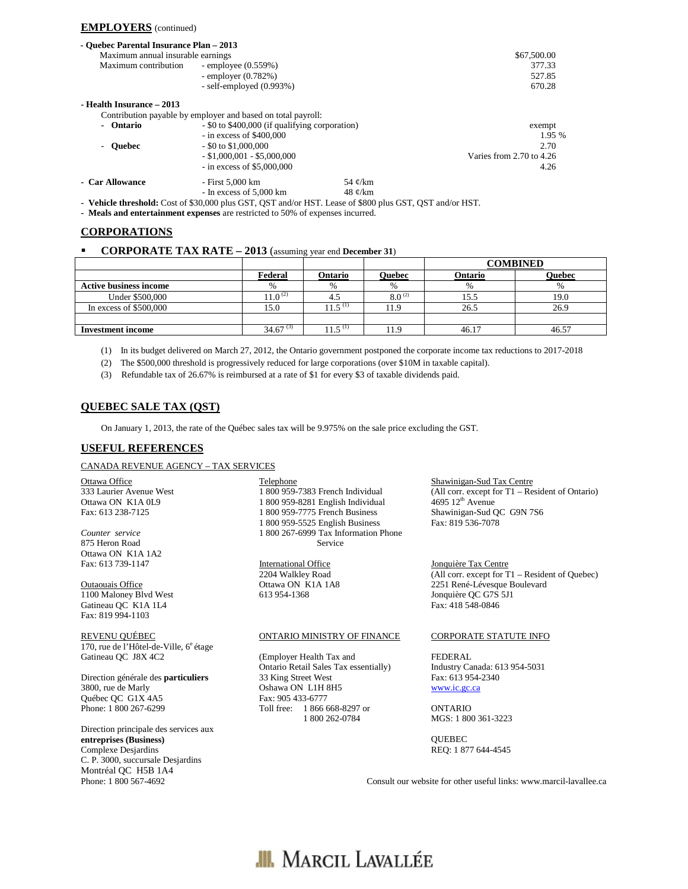## EMPLOYERS (continued)

**- Quebec Parental Insurance Plan – 2013**

| | | |
|---|---|---|
| Maximum annual insurable earnings | | $67,500.00 |
| Maximum contribution | - employee (0.559%) | 377.33 |
| | - employer (0.782%) | 527.85 |
| | - self-employed (0.993%) | 670.28 |

**- Health Insurance – 2013**

Contribution payable by employer and based on total payroll:

| | | |
|---|---|---|
| - **Ontario** | - $0 to $400,000 (if qualifying corporation) | exempt |
| | - in excess of $400,000 | 1.95 % |
| - **Quebec** | - $0 to $1,000,000 | 2.70 |
| | - $1,000,001 - $5,000,000 | Varies from 2.70 to 4.26 |
| | - in excess of $5,000,000 | 4.26 |

| | | |
|---|---|---|
| - **Car Allowance** | - First 5,000 km | 54 ¢/km |
| | - In excess of 5,000 km | 48 ¢/km |

- **Vehicle threshold:** Cost of $30,000 plus GST, QST and/or HST. Lease of $800 plus GST, QST and/or HST.
- **Meals and entertainment expenses** are restricted to 50% of expenses incurred.

## CORPORATIONS

- **CORPORATE TAX RATE – 2013** (assuming year end **December 31**)

| | | | | COMBINED | |
|---|---|---|---|---|---|
| | **Federal** | **Ontario** | **Quebec** | **Ontario** | **Quebec** |
| **Active business income** | % | % | % | % | % |
| Under $500,000 | 11.0 (2) | 4.5 | 8.0 (2) | 15.5 | 19.0 |
| In excess of $500,000 | 15.0 | 11.5 (1) | 11.9 | 26.5 | 26.9 |
| | | | | | |
| **Investment income** | 34.67 (3) | 11.5 (1) | 11.9 | 46.17 | 46.57 |

(1) In its budget delivered on March 27, 2012, the Ontario government postponed the corporate income tax reductions to 2017-2018

(2) The $500,000 threshold is progressively reduced for large corporations (over $10M in taxable capital).

(3) Refundable tax of 26.67% is reimbursed at a rate of $1 for every $3 of taxable dividends paid.

## QUEBEC SALE TAX (QST)

On January 1, 2013, the rate of the Québec sales tax will be 9.975% on the sale price excluding the GST.

## USEFUL REFERENCES

CANADA REVENUE AGENCY – TAX SERVICES

Ottawa Office
333 Laurier Avenue West
Ottawa ON K1A 0L9
Fax: 613 238-7125

*Counter service*
875 Heron Road
Ottawa ON K1A 1A2
Fax: 613 739-1147

Outaouais Office
1100 Maloney Blvd West
Gatineau QC K1A 1L4
Fax: 819 994-1103

Telephone
1 800 959-7383 French Individual
1 800 959-8281 English Individual
1 800 959-7775 French Business
1 800 959-5525 English Business
1 800 267-6999 Tax Information Phone Service

International Office
2204 Walkley Road
Ottawa ON K1A 1A8
613 954-1368

Shawinigan-Sud Tax Centre
(All corr. except for T1 – Resident of Ontario)
4695 12th Avenue
Shawinigan-Sud QC G9N 7S6
Fax: 819 536-7078

Jonquière Tax Centre
(All corr. except for T1 – Resident of Quebec)
2251 René-Lévesque Boulevard
Jonquière QC G7S 5J1
Fax: 418 548-0846

REVENU QUÉBEC
170, rue de l'Hôtel-de-Ville, 6e étage
Gatineau QC J8X 4C2

Direction générale des **particuliers**
3800, rue de Marly
Québec QC G1X 4A5
Phone: 1 800 267-6299

Direction principale des services aux **entreprises (Business)**
Complexe Desjardins
C. P. 3000, succursale Desjardins
Montréal QC H5B 1A4
Phone: 1 800 567-4692

ONTARIO MINISTRY OF FINANCE

(Employer Health Tax and Ontario Retail Sales Tax essentially)
33 King Street West
Oshawa ON L1H 8H5
Fax: 905 433-6777
Toll free: 1 866 668-8297 or 1 800 262-0784

CORPORATE STATUTE INFO

FEDERAL
Industry Canada: 613 954-5031
Fax: 613 954-2340
www.ic.gc.ca

ONTARIO
MGS: 1 800 361-3223

QUEBEC
REQ: 1 877 644-4545

Consult our website for other useful links: www.marcil-lavallee.ca

MARCIL LAVALLÉE